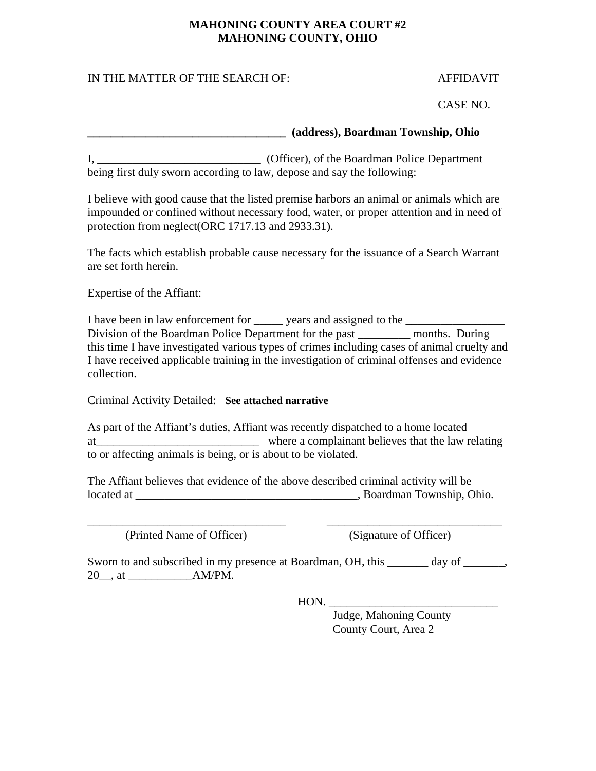**MAHONING COUNTY AREA COURT #2**
**MAHONING COUNTY, OHIO**

IN THE MATTER OF THE SEARCH OF: AFFIDAVIT

CASE NO.

**__________________________________ (address), Boardman Township, Ohio**

I, ____________________________ (Officer), of the Boardman Police Department being first duly sworn according to law, depose and say the following:

I believe with good cause that the listed premise harbors an animal or animals which are impounded or confined without necessary food, water, or proper attention and in need of protection from neglect(ORC 1717.13 and 2933.31).

The facts which establish probable cause necessary for the issuance of a Search Warrant are set forth herein.

Expertise of the Affiant:

I have been in law enforcement for _____ years and assigned to the _________________ Division of the Boardman Police Department for the past _________ months. During this time I have investigated various types of crimes including cases of animal cruelty and I have received applicable training in the investigation of criminal offenses and evidence collection.

Criminal Activity Detailed: **See attached narrative**

As part of the Affiant's duties, Affiant was recently dispatched to a home located at___________________________ where a complainant believes that the law relating to or affecting animals is being, or is about to be violated.

The Affiant believes that evidence of the above described criminal activity will be located at ______________________________________, Boardman Township, Ohio.

_________________________________ (Printed Name of Officer)

_______________________________ (Signature of Officer)

Sworn to and subscribed in my presence at Boardman, OH, this _______ day of _______, 20__, at ___________AM/PM.

HON. _____________________________
Judge, Mahoning County
County Court, Area 2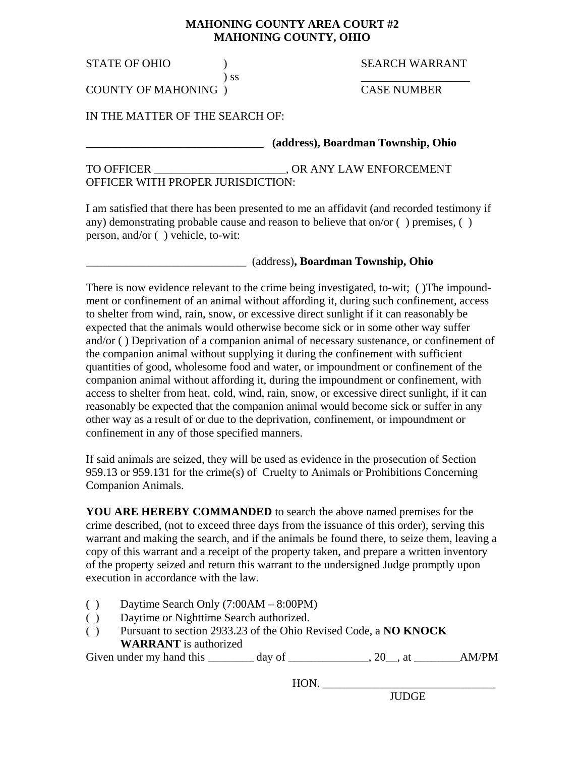**MAHONING COUNTY AREA COURT #2**
**MAHONING COUNTY, OHIO**

STATE OF OHIO )
) ss
COUNTY OF MAHONING )

SEARCH WARRANT
__________________
CASE NUMBER

IN THE MATTER OF THE SEARCH OF:

**_______________________________ (address), Boardman Township, Ohio**

TO OFFICER _______________________, OR ANY LAW ENFORCEMENT OFFICER WITH PROPER JURISDICTION:

I am satisfied that there has been presented to me an affidavit (and recorded testimony if any) demonstrating probable cause and reason to believe that on/or ( ) premises, ( ) person, and/or ( ) vehicle, to-wit:

____________________________ (address)**, Boardman Township, Ohio**

There is now evidence relevant to the crime being investigated, to-wit; ( )The impoundment or confinement of an animal without affording it, during such confinement, access to shelter from wind, rain, snow, or excessive direct sunlight if it can reasonably be expected that the animals would otherwise become sick or in some other way suffer and/or ( ) Deprivation of a companion animal of necessary sustenance, or confinement of the companion animal without supplying it during the confinement with sufficient quantities of good, wholesome food and water, or impoundment or confinement of the companion animal without affording it, during the impoundment or confinement, with access to shelter from heat, cold, wind, rain, snow, or excessive direct sunlight, if it can reasonably be expected that the companion animal would become sick or suffer in any other way as a result of or due to the deprivation, confinement, or impoundment or confinement in any of those specified manners.

If said animals are seized, they will be used as evidence in the prosecution of Section 959.13 or 959.131 for the crime(s) of Cruelty to Animals or Prohibitions Concerning Companion Animals.

**YOU ARE HEREBY COMMANDED** to search the above named premises for the crime described, (not to exceed three days from the issuance of this order), serving this warrant and making the search, and if the animals be found there, to seize them, leaving a copy of this warrant and a receipt of the property taken, and prepare a written inventory of the property seized and return this warrant to the undersigned Judge promptly upon execution in accordance with the law.

( ) Daytime Search Only (7:00AM – 8:00PM)
( ) Daytime or Nighttime Search authorized.
( ) Pursuant to section 2933.23 of the Ohio Revised Code, a **NO KNOCK WARRANT** is authorized

Given under my hand this ________ day of ______________, 20__, at ________AM/PM

HON. ______________________________
JUDGE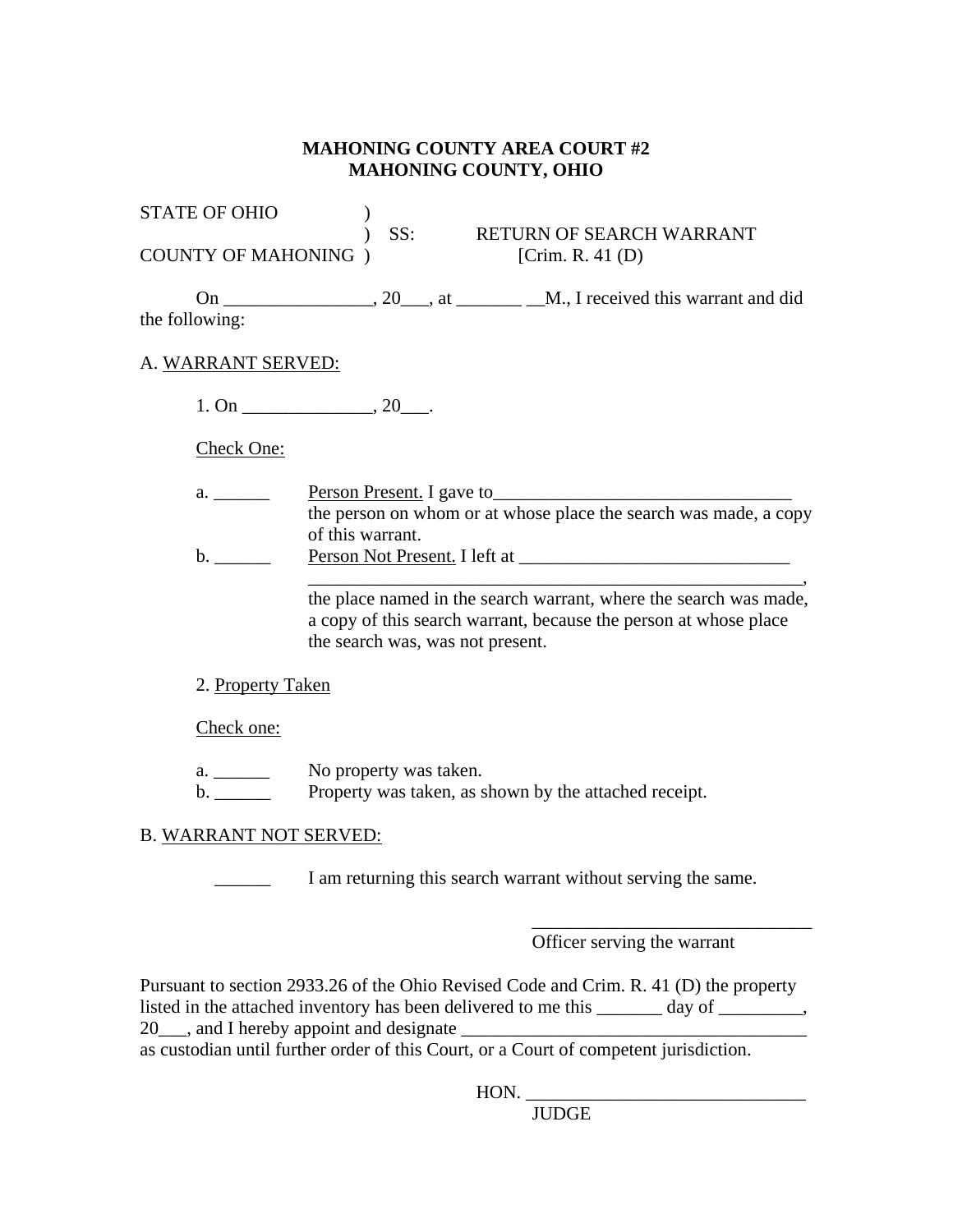**MAHONING COUNTY AREA COURT #2**
**MAHONING COUNTY, OHIO**

STATE OF OHIO )
) SS: RETURN OF SEARCH WARRANT
COUNTY OF MAHONING ) [Crim. R. 41 (D)

On ________________, 20___, at _______ __M., I received this warrant and did the following:

A. WARRANT SERVED:

1. On ______________, 20___.

Check One:

a. ______ Person Present. I gave to_________________________________ the person on whom or at whose place the search was made, a copy of this warrant.

b. ______ Person Not Present. I left at ______________________________ _______________________________________________________, the place named in the search warrant, where the search was made, a copy of this search warrant, because the person at whose place the search was, was not present.

2. Property Taken

Check one:

a. ______ No property was taken.

b. ______ Property was taken, as shown by the attached receipt.

B. WARRANT NOT SERVED:

______ I am returning this search warrant without serving the same.

______________________________
Officer serving the warrant

Pursuant to section 2933.26 of the Ohio Revised Code and Crim. R. 41 (D) the property listed in the attached inventory has been delivered to me this _______ day of _________, 20___, and I hereby appoint and designate ______________________________________ as custodian until further order of this Court, or a Court of competent jurisdiction.

HON. ______________________________
JUDGE